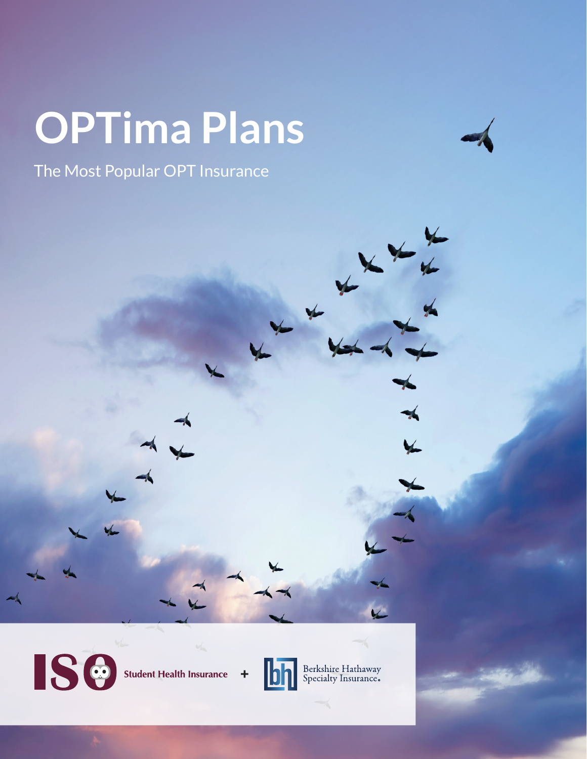# OPTima Plans

The Most Popular OPT Insurance

ISO Student Health Insurance + Berkshire Hathaway Specialty Insurance.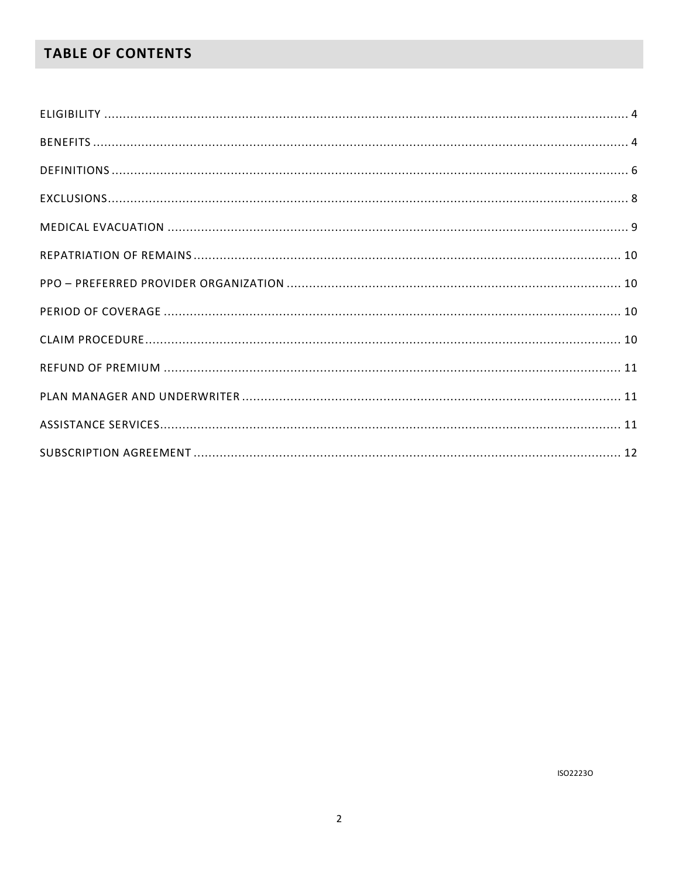## TABLE OF CONTENTS

ELIGIBILITY ........................................................................................................................................ 4

BENEFITS ............................................................................................................................................ 4

DEFINITIONS ........................................................................................................................................ 6

EXCLUSIONS ........................................................................................................................................ 8

MEDICAL EVACUATION ........................................................................................................................ 9

REPATRIATION OF REMAINS ................................................................................................................ 10

PPO – PREFERRED PROVIDER ORGANIZATION ...................................................................................... 10

PERIOD OF COVERAGE ........................................................................................................................ 10

CLAIM PROCEDURE ............................................................................................................................. 10

REFUND OF PREMIUM ......................................................................................................................... 11

PLAN MANAGER AND UNDERWRITER .................................................................................................. 11

ASSISTANCE SERVICES ......................................................................................................................... 11

SUBSCRIPTION AGREEMENT ................................................................................................................ 12

ISO2223O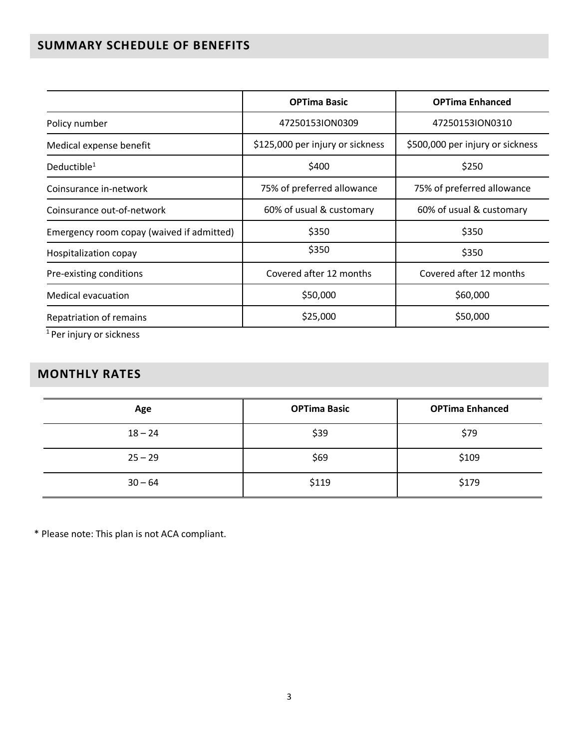## SUMMARY SCHEDULE OF BENEFITS

| | OPTima Basic | OPTima Enhanced |
|---|---|---|
| Policy number | 47250153ION0309 | 47250153ION0310 |
| Medical expense benefit | $125,000 per injury or sickness | $500,000 per injury or sickness |
| Deductible[1] | $400 | $250 |
| Coinsurance in-network | 75% of preferred allowance | 75% of preferred allowance |
| Coinsurance out-of-network | 60% of usual & customary | 60% of usual & customary |
| Emergency room copay (waived if admitted) | $350 | $350 |
| Hospitalization copay | $350 | $350 |
| Pre-existing conditions | Covered after 12 months | Covered after 12 months |
| Medical evacuation | $50,000 | $60,000 |
| Repatriation of remains | $25,000 | $50,000 |

[1] Per injury or sickness

## MONTHLY RATES

| Age | OPTima Basic | OPTima Enhanced |
|---|---|---|
| 18 – 24 | $39 | $79 |
| 25 – 29 | $69 | $109 |
| 30 – 64 | $119 | $179 |

* Please note: This plan is not ACA compliant.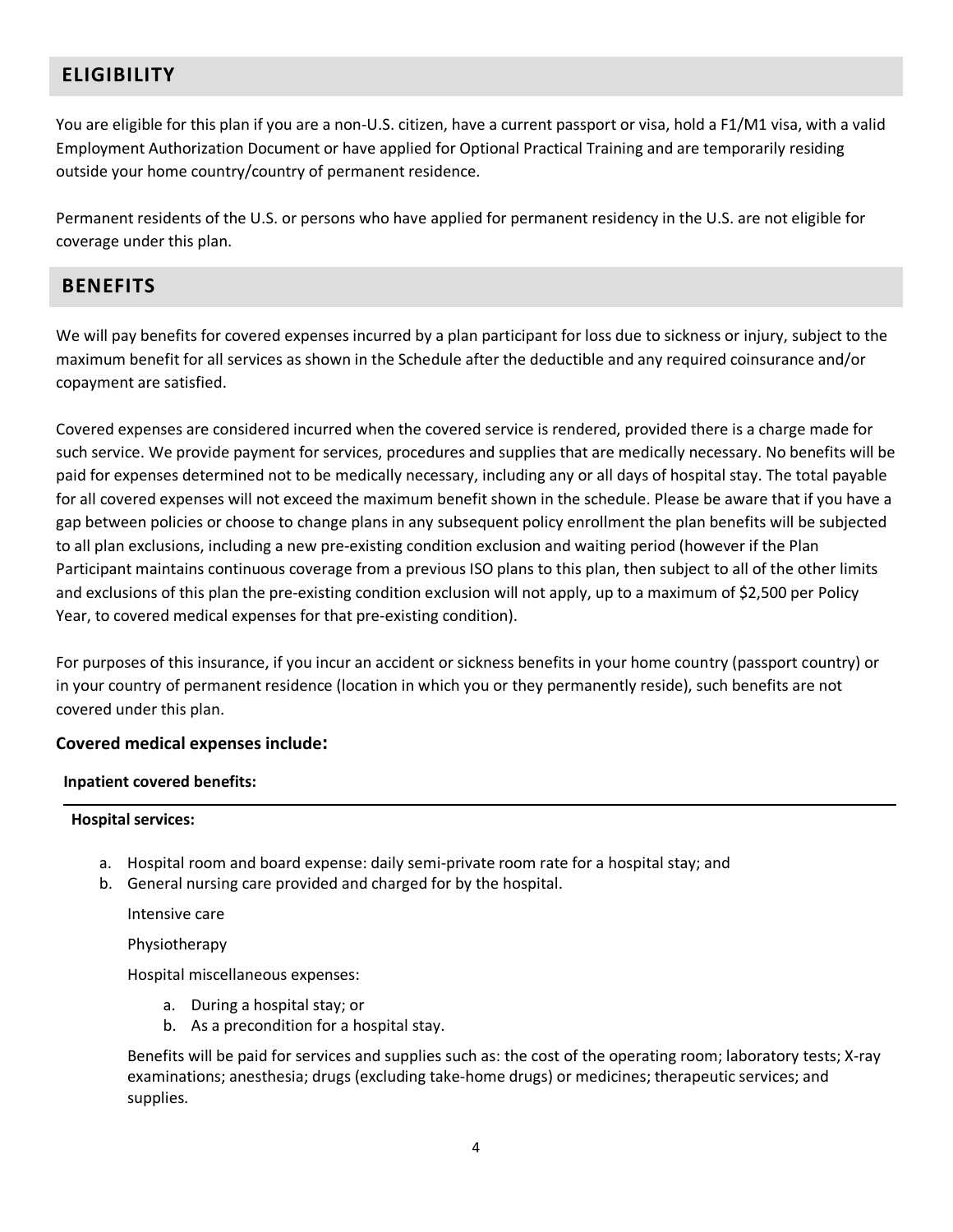## ELIGIBILITY

You are eligible for this plan if you are a non-U.S. citizen, have a current passport or visa, hold a F1/M1 visa, with a valid Employment Authorization Document or have applied for Optional Practical Training and are temporarily residing outside your home country/country of permanent residence.

Permanent residents of the U.S. or persons who have applied for permanent residency in the U.S. are not eligible for coverage under this plan.

## BENEFITS

We will pay benefits for covered expenses incurred by a plan participant for loss due to sickness or injury, subject to the maximum benefit for all services as shown in the Schedule after the deductible and any required coinsurance and/or copayment are satisfied.

Covered expenses are considered incurred when the covered service is rendered, provided there is a charge made for such service. We provide payment for services, procedures and supplies that are medically necessary. No benefits will be paid for expenses determined not to be medically necessary, including any or all days of hospital stay. The total payable for all covered expenses will not exceed the maximum benefit shown in the schedule. Please be aware that if you have a gap between policies or choose to change plans in any subsequent policy enrollment the plan benefits will be subjected to all plan exclusions, including a new pre-existing condition exclusion and waiting period (however if the Plan Participant maintains continuous coverage from a previous ISO plans to this plan, then subject to all of the other limits and exclusions of this plan the pre-existing condition exclusion will not apply, up to a maximum of $2,500 per Policy Year, to covered medical expenses for that pre-existing condition).

For purposes of this insurance, if you incur an accident or sickness benefits in your home country (passport country) or in your country of permanent residence (location in which you or they permanently reside), such benefits are not covered under this plan.

### Covered medical expenses include:

**Inpatient covered benefits:**

**Hospital services:**

a. Hospital room and board expense: daily semi-private room rate for a hospital stay; and
b. General nursing care provided and charged for by the hospital.

Intensive care

Physiotherapy

Hospital miscellaneous expenses:

a. During a hospital stay; or
b. As a precondition for a hospital stay.

Benefits will be paid for services and supplies such as: the cost of the operating room; laboratory tests; X-ray examinations; anesthesia; drugs (excluding take-home drugs) or medicines; therapeutic services; and supplies.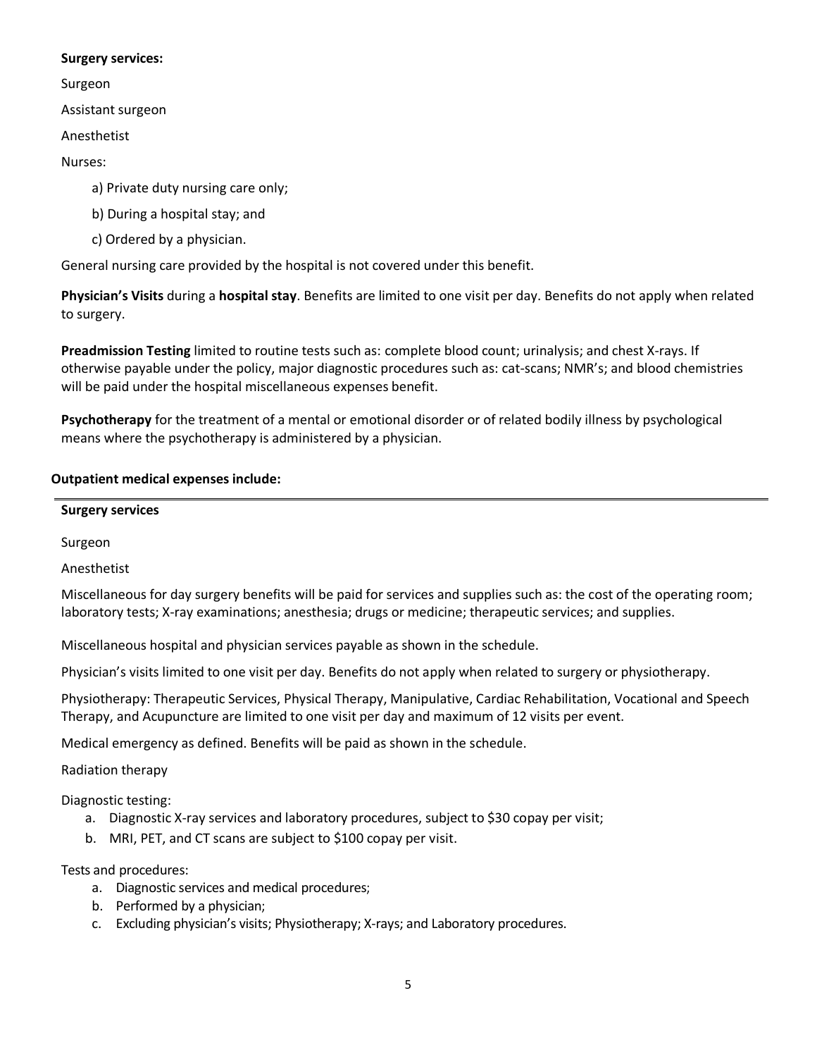**Surgery services:**

Surgeon

Assistant surgeon

Anesthetist

Nurses:

a) Private duty nursing care only;

b) During a hospital stay; and

c) Ordered by a physician.

General nursing care provided by the hospital is not covered under this benefit.

**Physician's Visits** during a **hospital stay**. Benefits are limited to one visit per day. Benefits do not apply when related to surgery.

**Preadmission Testing** limited to routine tests such as: complete blood count; urinalysis; and chest X-rays. If otherwise payable under the policy, major diagnostic procedures such as: cat-scans; NMR's; and blood chemistries will be paid under the hospital miscellaneous expenses benefit.

**Psychotherapy** for the treatment of a mental or emotional disorder or of related bodily illness by psychological means where the psychotherapy is administered by a physician.

**Outpatient medical expenses include:**

---

**Surgery services**

Surgeon

Anesthetist

Miscellaneous for day surgery benefits will be paid for services and supplies such as: the cost of the operating room; laboratory tests; X-ray examinations; anesthesia; drugs or medicine; therapeutic services; and supplies.

Miscellaneous hospital and physician services payable as shown in the schedule.

Physician's visits limited to one visit per day. Benefits do not apply when related to surgery or physiotherapy.

Physiotherapy: Therapeutic Services, Physical Therapy, Manipulative, Cardiac Rehabilitation, Vocational and Speech Therapy, and Acupuncture are limited to one visit per day and maximum of 12 visits per event.

Medical emergency as defined. Benefits will be paid as shown in the schedule.

Radiation therapy

Diagnostic testing:

a. Diagnostic X-ray services and laboratory procedures, subject to $30 copay per visit;
b. MRI, PET, and CT scans are subject to $100 copay per visit.

Tests and procedures:

a. Diagnostic services and medical procedures;
b. Performed by a physician;
c. Excluding physician's visits; Physiotherapy; X-rays; and Laboratory procedures.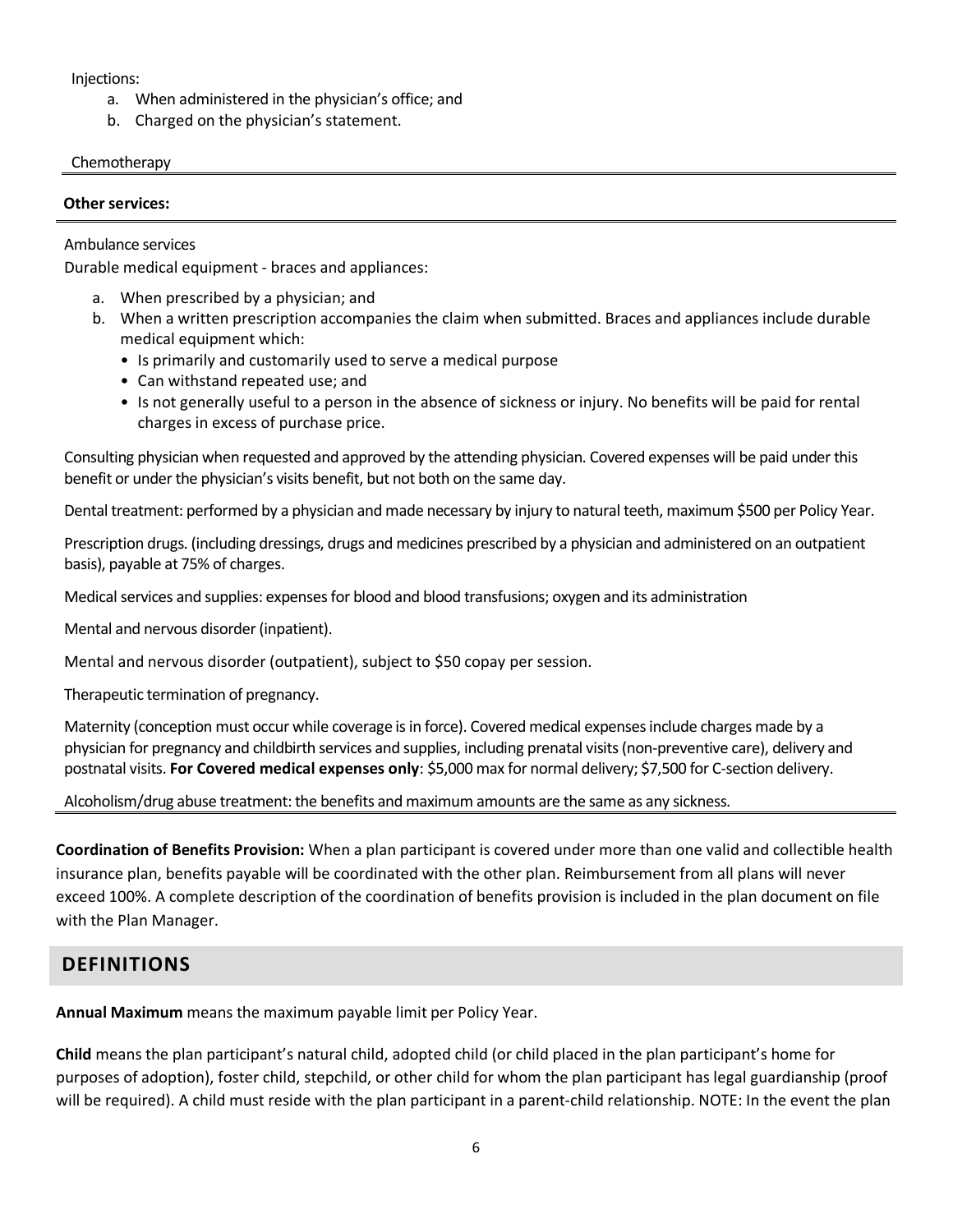Injections:

a. When administered in the physician's office; and
b. Charged on the physician's statement.

Chemotherapy

**Other services:**

Ambulance services

Durable medical equipment - braces and appliances:

a. When prescribed by a physician; and
b. When a written prescription accompanies the claim when submitted. Braces and appliances include durable medical equipment which:
   - Is primarily and customarily used to serve a medical purpose
   - Can withstand repeated use; and
   - Is not generally useful to a person in the absence of sickness or injury. No benefits will be paid for rental charges in excess of purchase price.

Consulting physician when requested and approved by the attending physician. Covered expenses will be paid under this benefit or under the physician's visits benefit, but not both on the same day.

Dental treatment: performed by a physician and made necessary by injury to natural teeth, maximum $500 per Policy Year.

Prescription drugs. (including dressings, drugs and medicines prescribed by a physician and administered on an outpatient basis), payable at 75% of charges.

Medical services and supplies: expenses for blood and blood transfusions; oxygen and its administration

Mental and nervous disorder (inpatient).

Mental and nervous disorder (outpatient), subject to $50 copay per session.

Therapeutic termination of pregnancy.

Maternity (conception must occur while coverage is in force). Covered medical expenses include charges made by a physician for pregnancy and childbirth services and supplies, including prenatal visits (non-preventive care), delivery and postnatal visits. **For Covered medical expenses only**: $5,000 max for normal delivery; $7,500 for C-section delivery.

Alcoholism/drug abuse treatment: the benefits and maximum amounts are the same as any sickness.

**Coordination of Benefits Provision:** When a plan participant is covered under more than one valid and collectible health insurance plan, benefits payable will be coordinated with the other plan. Reimbursement from all plans will never exceed 100%. A complete description of the coordination of benefits provision is included in the plan document on file with the Plan Manager.

## DEFINITIONS

**Annual Maximum** means the maximum payable limit per Policy Year.

**Child** means the plan participant's natural child, adopted child (or child placed in the plan participant's home for purposes of adoption), foster child, stepchild, or other child for whom the plan participant has legal guardianship (proof will be required). A child must reside with the plan participant in a parent-child relationship. NOTE: In the event the plan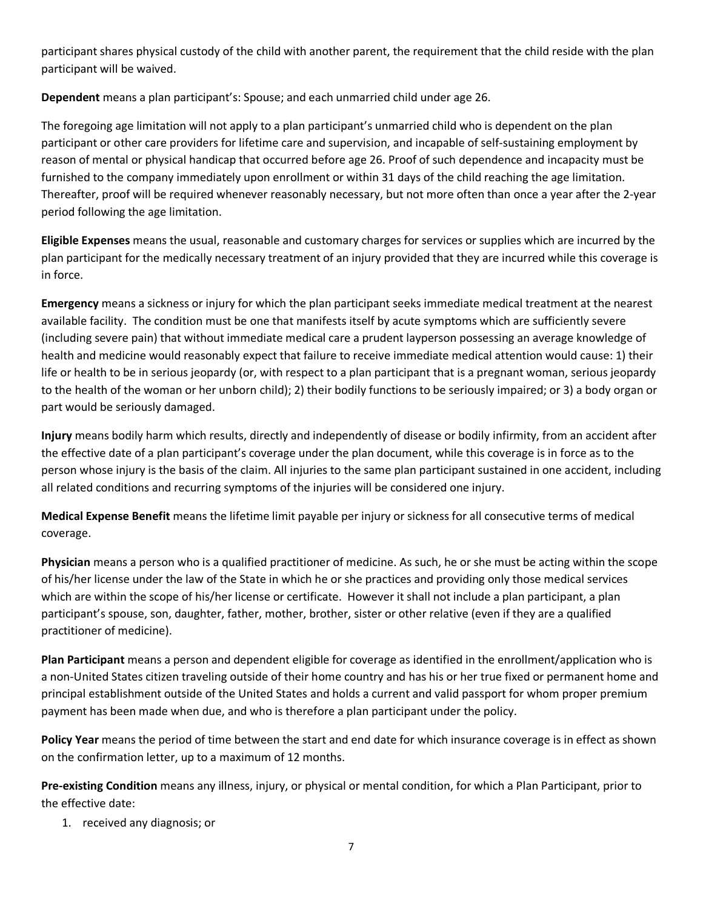participant shares physical custody of the child with another parent, the requirement that the child reside with the plan participant will be waived.

**Dependent** means a plan participant's: Spouse; and each unmarried child under age 26.

The foregoing age limitation will not apply to a plan participant's unmarried child who is dependent on the plan participant or other care providers for lifetime care and supervision, and incapable of self-sustaining employment by reason of mental or physical handicap that occurred before age 26. Proof of such dependence and incapacity must be furnished to the company immediately upon enrollment or within 31 days of the child reaching the age limitation. Thereafter, proof will be required whenever reasonably necessary, but not more often than once a year after the 2-year period following the age limitation.

**Eligible Expenses** means the usual, reasonable and customary charges for services or supplies which are incurred by the plan participant for the medically necessary treatment of an injury provided that they are incurred while this coverage is in force.

**Emergency** means a sickness or injury for which the plan participant seeks immediate medical treatment at the nearest available facility. The condition must be one that manifests itself by acute symptoms which are sufficiently severe (including severe pain) that without immediate medical care a prudent layperson possessing an average knowledge of health and medicine would reasonably expect that failure to receive immediate medical attention would cause: 1) their life or health to be in serious jeopardy (or, with respect to a plan participant that is a pregnant woman, serious jeopardy to the health of the woman or her unborn child); 2) their bodily functions to be seriously impaired; or 3) a body organ or part would be seriously damaged.

**Injury** means bodily harm which results, directly and independently of disease or bodily infirmity, from an accident after the effective date of a plan participant's coverage under the plan document, while this coverage is in force as to the person whose injury is the basis of the claim. All injuries to the same plan participant sustained in one accident, including all related conditions and recurring symptoms of the injuries will be considered one injury.

**Medical Expense Benefit** means the lifetime limit payable per injury or sickness for all consecutive terms of medical coverage.

**Physician** means a person who is a qualified practitioner of medicine. As such, he or she must be acting within the scope of his/her license under the law of the State in which he or she practices and providing only those medical services which are within the scope of his/her license or certificate. However it shall not include a plan participant, a plan participant's spouse, son, daughter, father, mother, brother, sister or other relative (even if they are a qualified practitioner of medicine).

**Plan Participant** means a person and dependent eligible for coverage as identified in the enrollment/application who is a non-United States citizen traveling outside of their home country and has his or her true fixed or permanent home and principal establishment outside of the United States and holds a current and valid passport for whom proper premium payment has been made when due, and who is therefore a plan participant under the policy.

**Policy Year** means the period of time between the start and end date for which insurance coverage is in effect as shown on the confirmation letter, up to a maximum of 12 months.

**Pre-existing Condition** means any illness, injury, or physical or mental condition, for which a Plan Participant, prior to the effective date:

1. received any diagnosis; or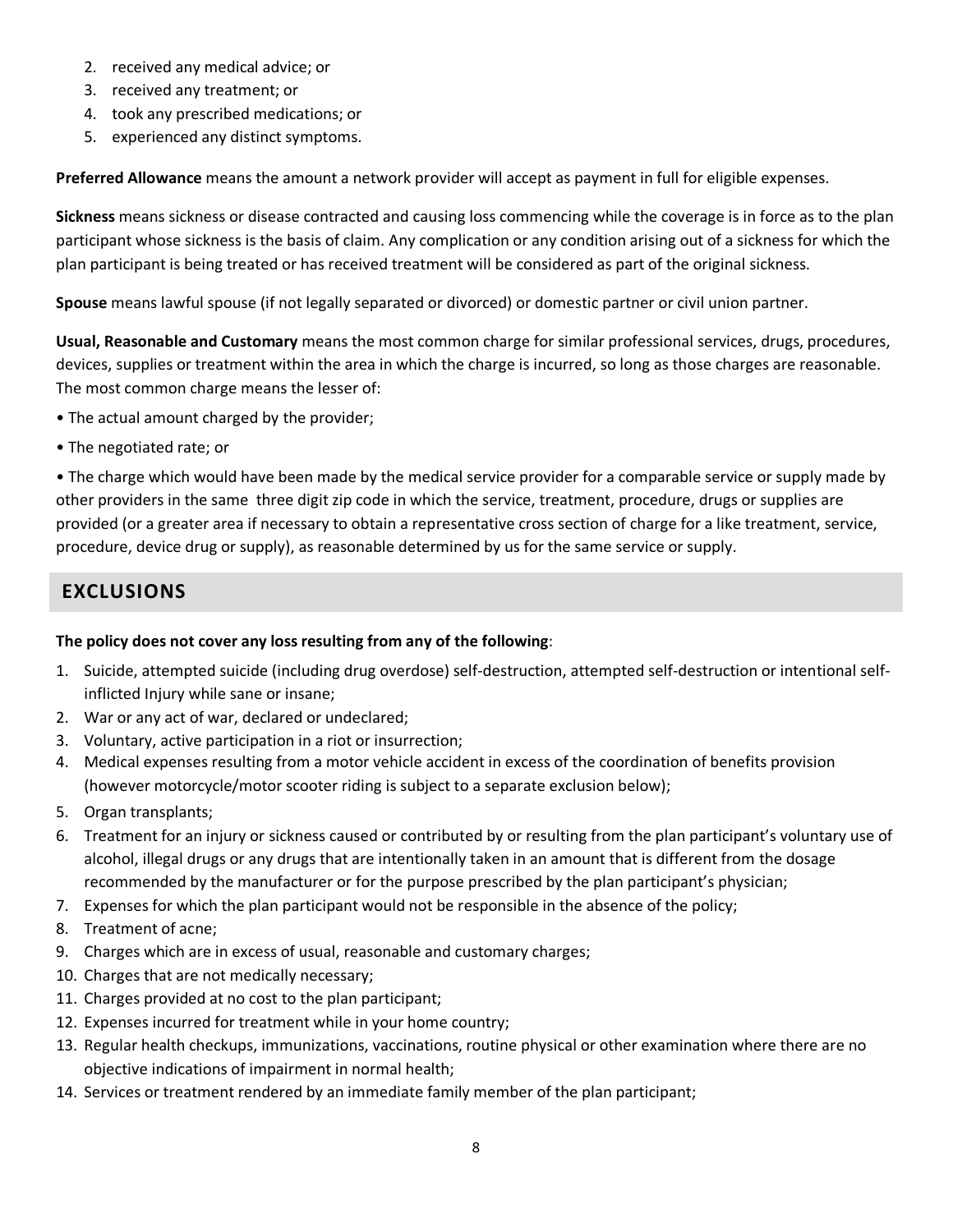2. received any medical advice; or
3. received any treatment; or
4. took any prescribed medications; or
5. experienced any distinct symptoms.

**Preferred Allowance** means the amount a network provider will accept as payment in full for eligible expenses.

**Sickness** means sickness or disease contracted and causing loss commencing while the coverage is in force as to the plan participant whose sickness is the basis of claim. Any complication or any condition arising out of a sickness for which the plan participant is being treated or has received treatment will be considered as part of the original sickness.

**Spouse** means lawful spouse (if not legally separated or divorced) or domestic partner or civil union partner.

**Usual, Reasonable and Customary** means the most common charge for similar professional services, drugs, procedures, devices, supplies or treatment within the area in which the charge is incurred, so long as those charges are reasonable. The most common charge means the lesser of:

- The actual amount charged by the provider;
- The negotiated rate; or
- The charge which would have been made by the medical service provider for a comparable service or supply made by other providers in the same three digit zip code in which the service, treatment, procedure, drugs or supplies are provided (or a greater area if necessary to obtain a representative cross section of charge for a like treatment, service, procedure, device drug or supply), as reasonable determined by us for the same service or supply.

## EXCLUSIONS

**The policy does not cover any loss resulting from any of the following**:

1. Suicide, attempted suicide (including drug overdose) self-destruction, attempted self-destruction or intentional self-inflicted Injury while sane or insane;
2. War or any act of war, declared or undeclared;
3. Voluntary, active participation in a riot or insurrection;
4. Medical expenses resulting from a motor vehicle accident in excess of the coordination of benefits provision (however motorcycle/motor scooter riding is subject to a separate exclusion below);
5. Organ transplants;
6. Treatment for an injury or sickness caused or contributed by or resulting from the plan participant's voluntary use of alcohol, illegal drugs or any drugs that are intentionally taken in an amount that is different from the dosage recommended by the manufacturer or for the purpose prescribed by the plan participant's physician;
7. Expenses for which the plan participant would not be responsible in the absence of the policy;
8. Treatment of acne;
9. Charges which are in excess of usual, reasonable and customary charges;
10. Charges that are not medically necessary;
11. Charges provided at no cost to the plan participant;
12. Expenses incurred for treatment while in your home country;
13. Regular health checkups, immunizations, vaccinations, routine physical or other examination where there are no objective indications of impairment in normal health;
14. Services or treatment rendered by an immediate family member of the plan participant;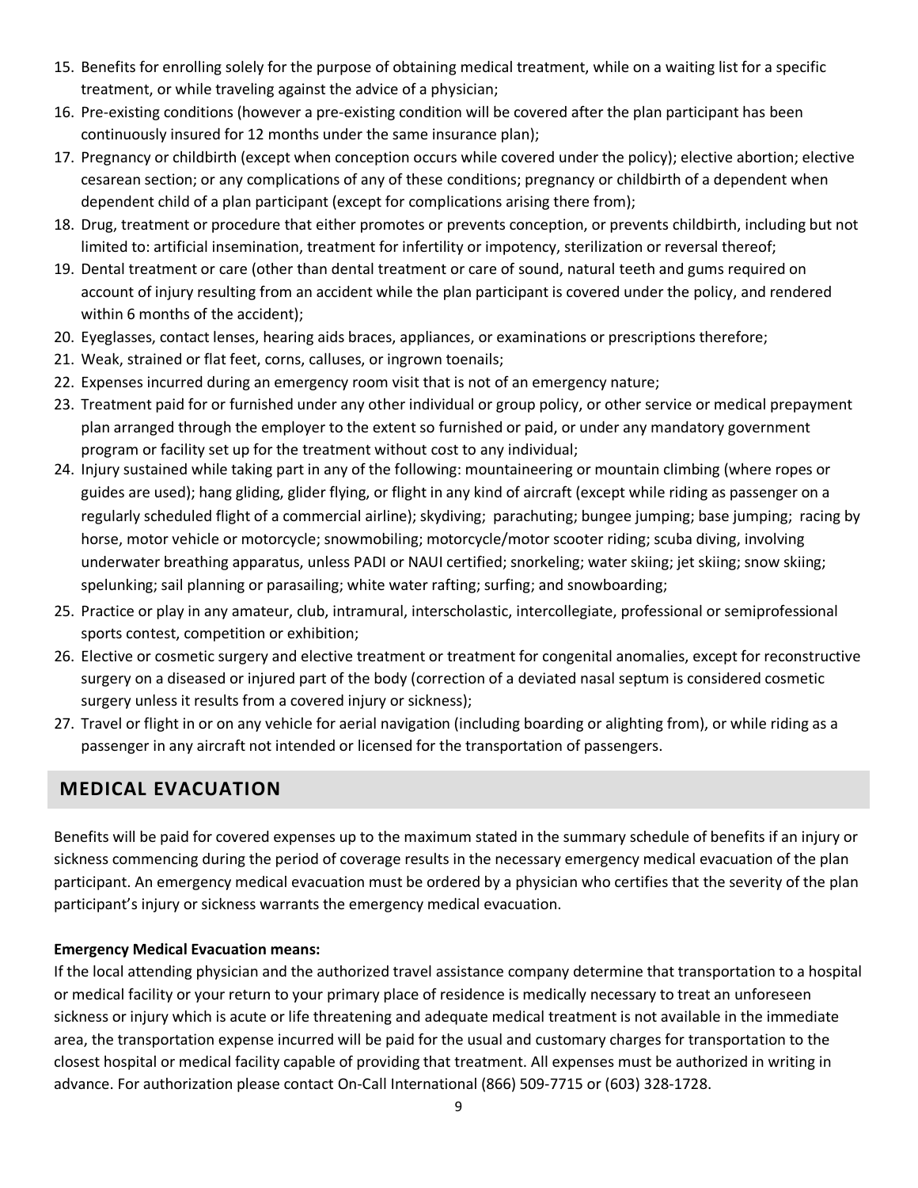15. Benefits for enrolling solely for the purpose of obtaining medical treatment, while on a waiting list for a specific treatment, or while traveling against the advice of a physician;
16. Pre-existing conditions (however a pre-existing condition will be covered after the plan participant has been continuously insured for 12 months under the same insurance plan);
17. Pregnancy or childbirth (except when conception occurs while covered under the policy); elective abortion; elective cesarean section; or any complications of any of these conditions; pregnancy or childbirth of a dependent when dependent child of a plan participant (except for complications arising there from);
18. Drug, treatment or procedure that either promotes or prevents conception, or prevents childbirth, including but not limited to: artificial insemination, treatment for infertility or impotency, sterilization or reversal thereof;
19. Dental treatment or care (other than dental treatment or care of sound, natural teeth and gums required on account of injury resulting from an accident while the plan participant is covered under the policy, and rendered within 6 months of the accident);
20. Eyeglasses, contact lenses, hearing aids braces, appliances, or examinations or prescriptions therefore;
21. Weak, strained or flat feet, corns, calluses, or ingrown toenails;
22. Expenses incurred during an emergency room visit that is not of an emergency nature;
23. Treatment paid for or furnished under any other individual or group policy, or other service or medical prepayment plan arranged through the employer to the extent so furnished or paid, or under any mandatory government program or facility set up for the treatment without cost to any individual;
24. Injury sustained while taking part in any of the following: mountaineering or mountain climbing (where ropes or guides are used); hang gliding, glider flying, or flight in any kind of aircraft (except while riding as passenger on a regularly scheduled flight of a commercial airline); skydiving; parachuting; bungee jumping; base jumping; racing by horse, motor vehicle or motorcycle; snowmobiling; motorcycle/motor scooter riding; scuba diving, involving underwater breathing apparatus, unless PADI or NAUI certified; snorkeling; water skiing; jet skiing; snow skiing; spelunking; sail planning or parasailing; white water rafting; surfing; and snowboarding;
25. Practice or play in any amateur, club, intramural, interscholastic, intercollegiate, professional or semiprofessional sports contest, competition or exhibition;
26. Elective or cosmetic surgery and elective treatment or treatment for congenital anomalies, except for reconstructive surgery on a diseased or injured part of the body (correction of a deviated nasal septum is considered cosmetic surgery unless it results from a covered injury or sickness);
27. Travel or flight in or on any vehicle for aerial navigation (including boarding or alighting from), or while riding as a passenger in any aircraft not intended or licensed for the transportation of passengers.

## MEDICAL EVACUATION

Benefits will be paid for covered expenses up to the maximum stated in the summary schedule of benefits if an injury or sickness commencing during the period of coverage results in the necessary emergency medical evacuation of the plan participant. An emergency medical evacuation must be ordered by a physician who certifies that the severity of the plan participant's injury or sickness warrants the emergency medical evacuation.

**Emergency Medical Evacuation means:**
If the local attending physician and the authorized travel assistance company determine that transportation to a hospital or medical facility or your return to your primary place of residence is medically necessary to treat an unforeseen sickness or injury which is acute or life threatening and adequate medical treatment is not available in the immediate area, the transportation expense incurred will be paid for the usual and customary charges for transportation to the closest hospital or medical facility capable of providing that treatment. All expenses must be authorized in writing in advance. For authorization please contact On-Call International (866) 509-7715 or (603) 328-1728.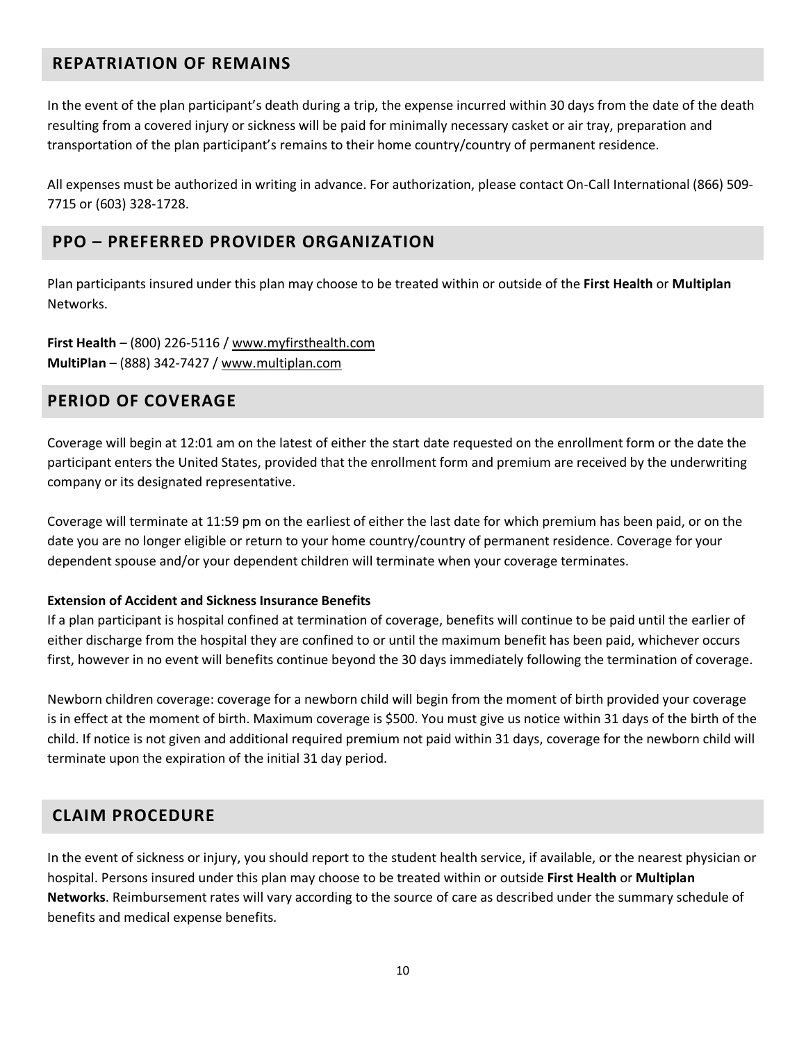## REPATRIATION OF REMAINS

In the event of the plan participant's death during a trip, the expense incurred within 30 days from the date of the death resulting from a covered injury or sickness will be paid for minimally necessary casket or air tray, preparation and transportation of the plan participant's remains to their home country/country of permanent residence.

All expenses must be authorized in writing in advance. For authorization, please contact On-Call International (866) 509-7715 or (603) 328-1728.

## PPO – PREFERRED PROVIDER ORGANIZATION

Plan participants insured under this plan may choose to be treated within or outside of the **First Health** or **Multiplan** Networks.

**First Health** – (800) 226-5116 / www.myfirsthealth.com
**MultiPlan** – (888) 342-7427 / www.multiplan.com

## PERIOD OF COVERAGE

Coverage will begin at 12:01 am on the latest of either the start date requested on the enrollment form or the date the participant enters the United States, provided that the enrollment form and premium are received by the underwriting company or its designated representative.

Coverage will terminate at 11:59 pm on the earliest of either the last date for which premium has been paid, or on the date you are no longer eligible or return to your home country/country of permanent residence. Coverage for your dependent spouse and/or your dependent children will terminate when your coverage terminates.

**Extension of Accident and Sickness Insurance Benefits**
If a plan participant is hospital confined at termination of coverage, benefits will continue to be paid until the earlier of either discharge from the hospital they are confined to or until the maximum benefit has been paid, whichever occurs first, however in no event will benefits continue beyond the 30 days immediately following the termination of coverage.

Newborn children coverage: coverage for a newborn child will begin from the moment of birth provided your coverage is in effect at the moment of birth. Maximum coverage is $500. You must give us notice within 31 days of the birth of the child. If notice is not given and additional required premium not paid within 31 days, coverage for the newborn child will terminate upon the expiration of the initial 31 day period.

## CLAIM PROCEDURE

In the event of sickness or injury, you should report to the student health service, if available, or the nearest physician or hospital. Persons insured under this plan may choose to be treated within or outside **First Health** or **Multiplan Networks**. Reimbursement rates will vary according to the source of care as described under the summary schedule of benefits and medical expense benefits.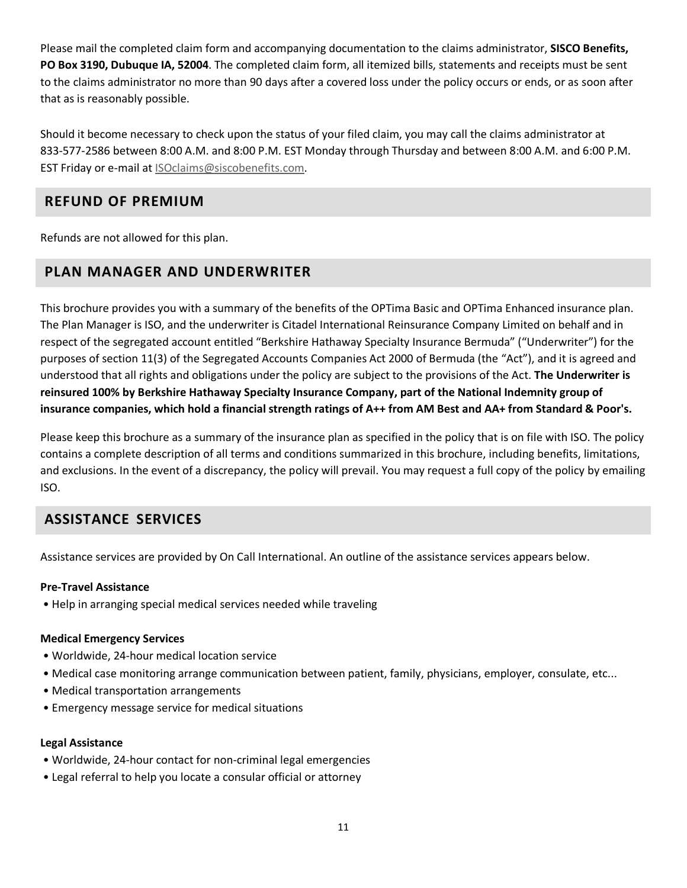Please mail the completed claim form and accompanying documentation to the claims administrator, **SISCO Benefits, PO Box 3190, Dubuque IA, 52004**. The completed claim form, all itemized bills, statements and receipts must be sent to the claims administrator no more than 90 days after a covered loss under the policy occurs or ends, or as soon after that as is reasonably possible.

Should it become necessary to check upon the status of your filed claim, you may call the claims administrator at 833-577-2586 between 8:00 A.M. and 8:00 P.M. EST Monday through Thursday and between 8:00 A.M. and 6:00 P.M. EST Friday or e-mail at ISOclaims@siscobenefits.com.

## REFUND OF PREMIUM

Refunds are not allowed for this plan.

## PLAN MANAGER AND UNDERWRITER

This brochure provides you with a summary of the benefits of the OPTima Basic and OPTima Enhanced insurance plan. The Plan Manager is ISO, and the underwriter is Citadel International Reinsurance Company Limited on behalf and in respect of the segregated account entitled "Berkshire Hathaway Specialty Insurance Bermuda" ("Underwriter") for the purposes of section 11(3) of the Segregated Accounts Companies Act 2000 of Bermuda (the "Act"), and it is agreed and understood that all rights and obligations under the policy are subject to the provisions of the Act. **The Underwriter is reinsured 100% by Berkshire Hathaway Specialty Insurance Company, part of the National Indemnity group of insurance companies, which hold a financial strength ratings of A++ from AM Best and AA+ from Standard & Poor's.**

Please keep this brochure as a summary of the insurance plan as specified in the policy that is on file with ISO. The policy contains a complete description of all terms and conditions summarized in this brochure, including benefits, limitations, and exclusions. In the event of a discrepancy, the policy will prevail. You may request a full copy of the policy by emailing ISO.

## ASSISTANCE SERVICES

Assistance services are provided by On Call International. An outline of the assistance services appears below.

**Pre-Travel Assistance**

- Help in arranging special medical services needed while traveling

**Medical Emergency Services**

- Worldwide, 24-hour medical location service
- Medical case monitoring arrange communication between patient, family, physicians, employer, consulate, etc...
- Medical transportation arrangements
- Emergency message service for medical situations

**Legal Assistance**

- Worldwide, 24-hour contact for non-criminal legal emergencies
- Legal referral to help you locate a consular official or attorney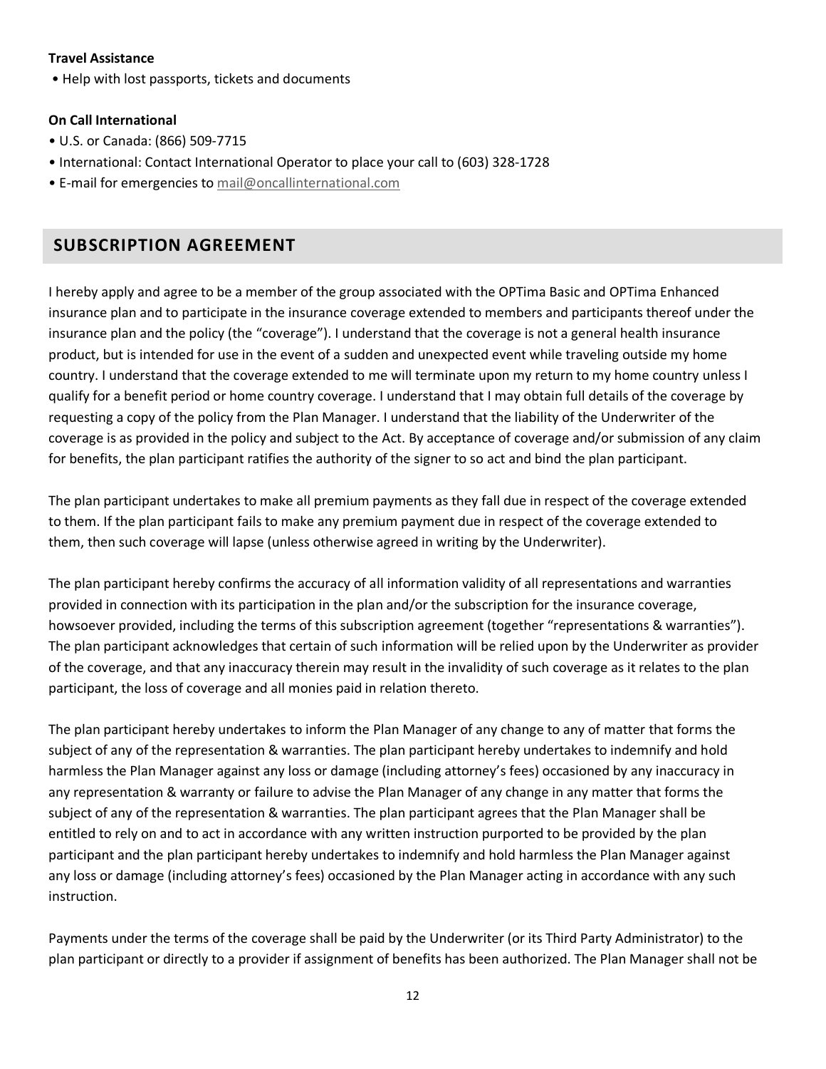**Travel Assistance**

- Help with lost passports, tickets and documents

**On Call International**

- U.S. or Canada: (866) 509-7715
- International: Contact International Operator to place your call to (603) 328-1728
- E-mail for emergencies to mail@oncallinternational.com

## SUBSCRIPTION AGREEMENT

I hereby apply and agree to be a member of the group associated with the OPTima Basic and OPTima Enhanced insurance plan and to participate in the insurance coverage extended to members and participants thereof under the insurance plan and the policy (the "coverage"). I understand that the coverage is not a general health insurance product, but is intended for use in the event of a sudden and unexpected event while traveling outside my home country. I understand that the coverage extended to me will terminate upon my return to my home country unless I qualify for a benefit period or home country coverage. I understand that I may obtain full details of the coverage by requesting a copy of the policy from the Plan Manager. I understand that the liability of the Underwriter of the coverage is as provided in the policy and subject to the Act. By acceptance of coverage and/or submission of any claim for benefits, the plan participant ratifies the authority of the signer to so act and bind the plan participant.

The plan participant undertakes to make all premium payments as they fall due in respect of the coverage extended to them. If the plan participant fails to make any premium payment due in respect of the coverage extended to them, then such coverage will lapse (unless otherwise agreed in writing by the Underwriter).

The plan participant hereby confirms the accuracy of all information validity of all representations and warranties provided in connection with its participation in the plan and/or the subscription for the insurance coverage, howsoever provided, including the terms of this subscription agreement (together "representations & warranties"). The plan participant acknowledges that certain of such information will be relied upon by the Underwriter as provider of the coverage, and that any inaccuracy therein may result in the invalidity of such coverage as it relates to the plan participant, the loss of coverage and all monies paid in relation thereto.

The plan participant hereby undertakes to inform the Plan Manager of any change to any of matter that forms the subject of any of the representation & warranties. The plan participant hereby undertakes to indemnify and hold harmless the Plan Manager against any loss or damage (including attorney's fees) occasioned by any inaccuracy in any representation & warranty or failure to advise the Plan Manager of any change in any matter that forms the subject of any of the representation & warranties. The plan participant agrees that the Plan Manager shall be entitled to rely on and to act in accordance with any written instruction purported to be provided by the plan participant and the plan participant hereby undertakes to indemnify and hold harmless the Plan Manager against any loss or damage (including attorney's fees) occasioned by the Plan Manager acting in accordance with any such instruction.

Payments under the terms of the coverage shall be paid by the Underwriter (or its Third Party Administrator) to the plan participant or directly to a provider if assignment of benefits has been authorized. The Plan Manager shall not be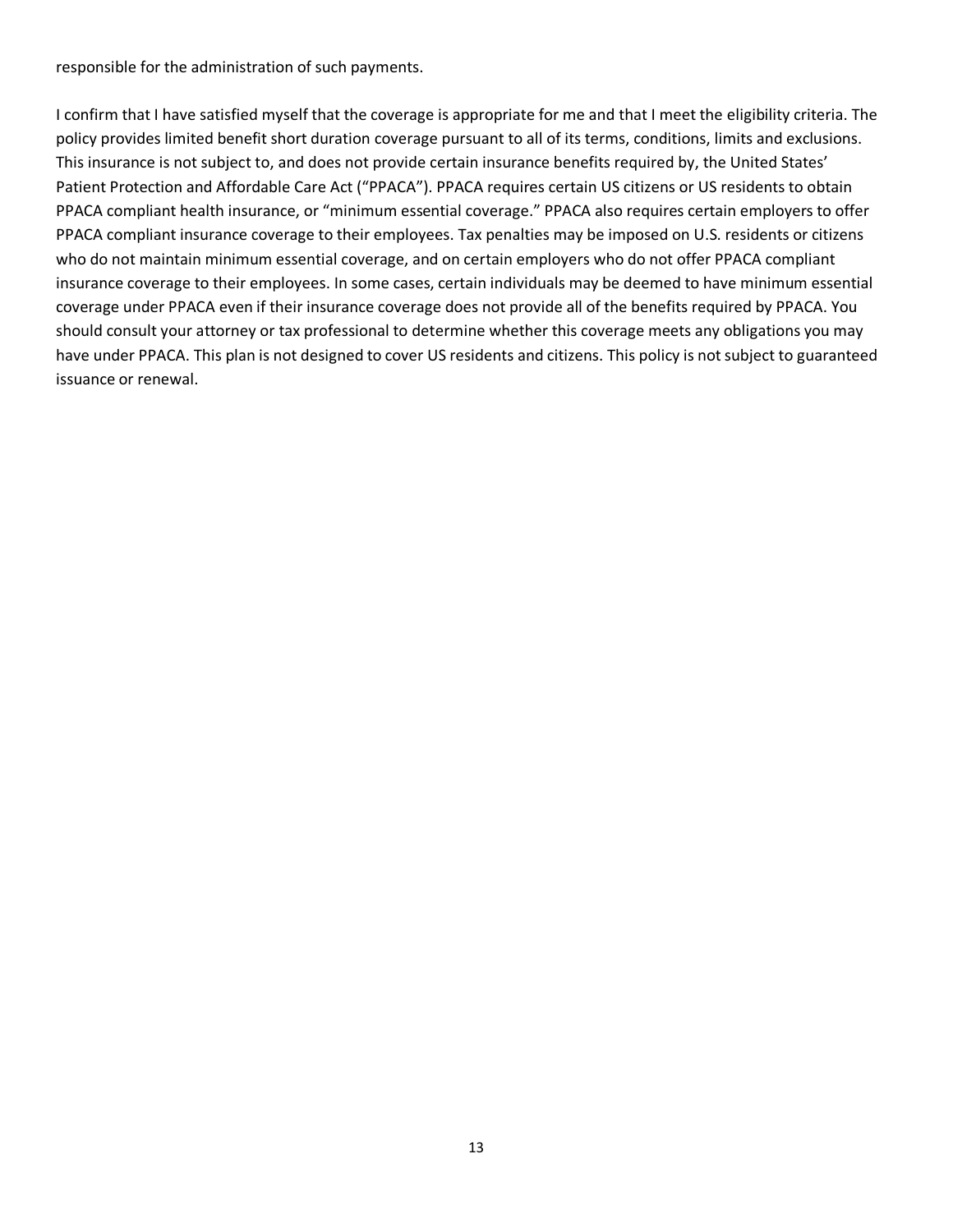responsible for the administration of such payments.

I confirm that I have satisfied myself that the coverage is appropriate for me and that I meet the eligibility criteria. The policy provides limited benefit short duration coverage pursuant to all of its terms, conditions, limits and exclusions. This insurance is not subject to, and does not provide certain insurance benefits required by, the United States' Patient Protection and Affordable Care Act ("PPACA"). PPACA requires certain US citizens or US residents to obtain PPACA compliant health insurance, or "minimum essential coverage." PPACA also requires certain employers to offer PPACA compliant insurance coverage to their employees. Tax penalties may be imposed on U.S. residents or citizens who do not maintain minimum essential coverage, and on certain employers who do not offer PPACA compliant insurance coverage to their employees. In some cases, certain individuals may be deemed to have minimum essential coverage under PPACA even if their insurance coverage does not provide all of the benefits required by PPACA. You should consult your attorney or tax professional to determine whether this coverage meets any obligations you may have under PPACA. This plan is not designed to cover US residents and citizens. This policy is not subject to guaranteed issuance or renewal.